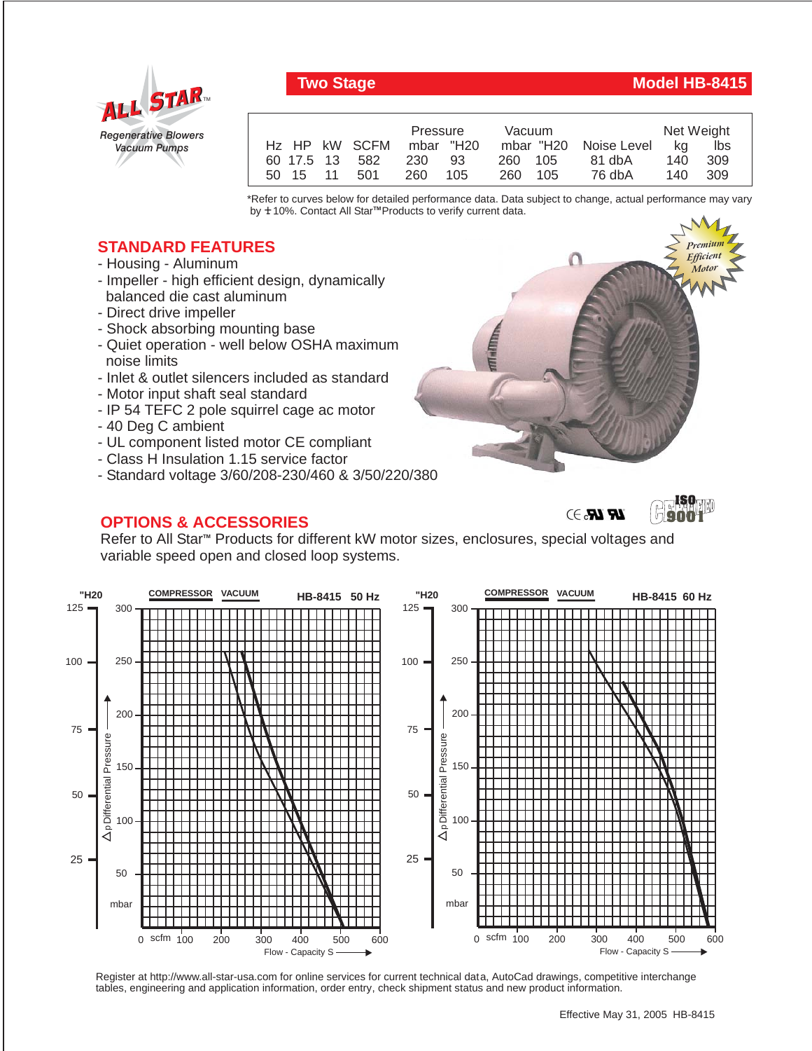ALL STAR™
*Regenerative Blowers*
*Vacuum Pumps*

## Two Stage — Model HB-8415

| Hz | HP | kW | SCFM | Pressure mbar | Pressure "H20 | Vacuum mbar | Vacuum "H20 | Noise Level | Net Weight kg | Net Weight lbs |
|---|---|---|---|---|---|---|---|---|---|---|
| 60 | 17.5 | 13 | 582 | 230 | 93 | 260 | 105 | 81 dbA | 140 | 309 |
| 50 | 15 | 11 | 501 | 260 | 105 | 260 | 105 | 76 dbA | 140 | 309 |

*Refer to curves below for detailed performance data. Data subject to change, actual performance may vary by ±10%. Contact All Star™ Products to verify current data.

## STANDARD FEATURES

- Housing - Aluminum
- Impeller - high efficient design, dynamically balanced die cast aluminum
- Direct drive impeller
- Shock absorbing mounting base
- Quiet operation - well below OSHA maximum noise limits
- Inlet & outlet silencers included as standard
- Motor input shaft seal standard
- IP 54 TEFC 2 pole squirrel cage ac motor
- 40 Deg C ambient
- UL component listed motor CE compliant
- Class H Insulation 1.15 service factor
- Standard voltage 3/60/208-230/460 & 3/50/220/380

*Premium Efficient Motor*

## OPTIONS & ACCESSORIES

Refer to All Star™ Products for different kW motor sizes, enclosures, special voltages and variable speed open and closed loop systems.

**HB-8415 50 Hz** — COMPRESSOR / VACUUM — Δp Differential Pressure ("H20 / mbar) vs. Flow - Capacity S (scfm)

**HB-8415 60 Hz** — COMPRESSOR / VACUUM — Δp Differential Pressure ("H20 / mbar) vs. Flow - Capacity S (scfm)

Register at http://www.all-star-usa.com for online services for current technical data, AutoCad drawings, competitive interchange tables, engineering and application information, order entry, check shipment status and new product information.

Effective May 31, 2005 HB-8415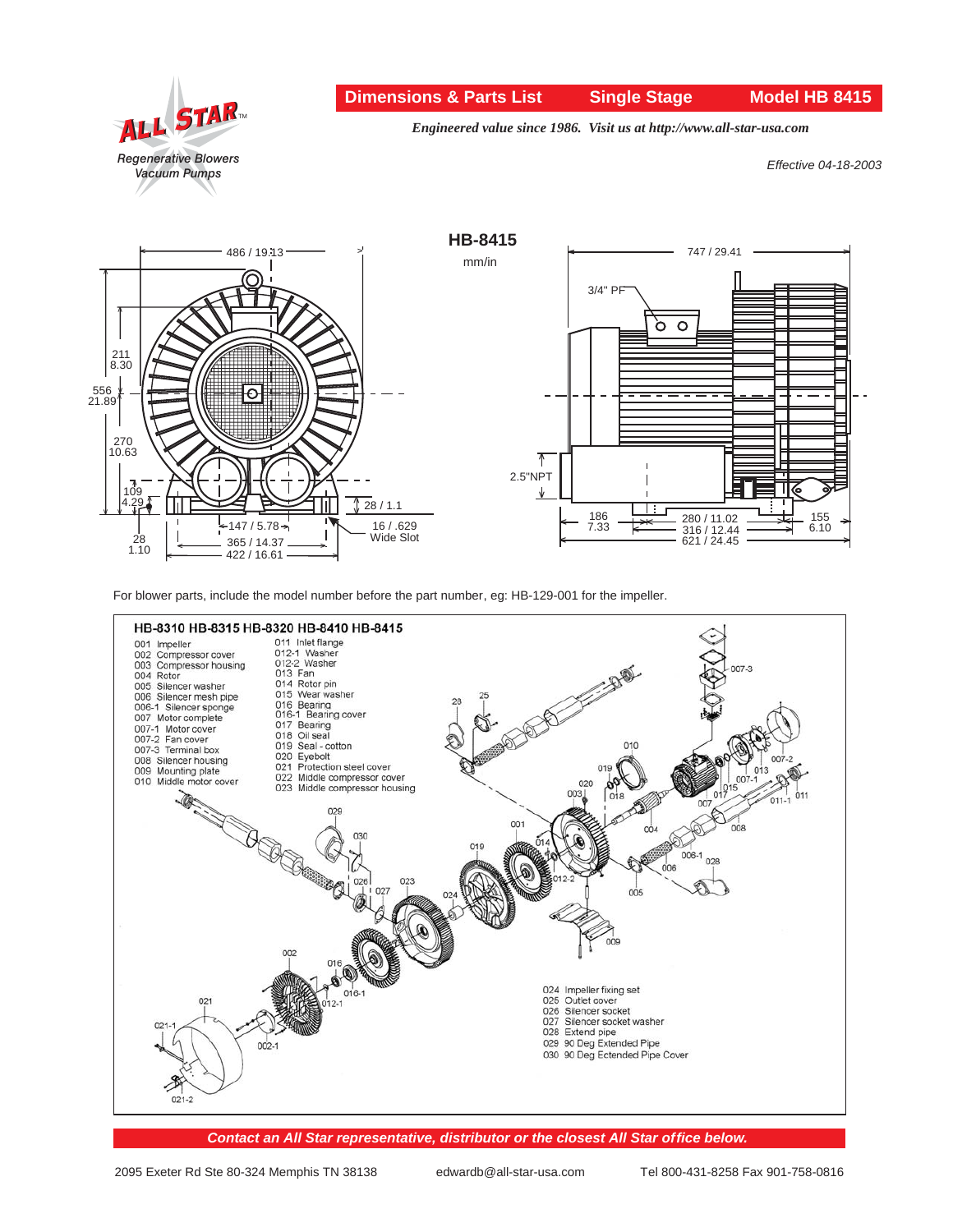ALL STAR™
*Regenerative Blowers*
*Vacuum Pumps*

## Dimensions & Parts List — Single Stage — Model HB 8415

***Engineered value since 1986. Visit us at http://www.all-star-usa.com***

*Effective 04-18-2003*

**HB-8415**
mm/in

486 / 19.13
211
8.30
556
21.89
270
10.63
109
4.29
28
1.10
28 / 1.1
147 / 5.78
365 / 14.37
422 / 16.61
16 / .629
Wide Slot

747 / 29.41
3/4" PF
2.5"NPT
186
7.33
280 / 11.02
316 / 12.44
621 / 24.45
155
6.10

For blower parts, include the model number before the part number, eg: HB-129-001 for the impeller.

### HB-8310 HB-8315 HB-8320 HB-8410 HB-8415

- 001 Impeller
- 002 Compressor cover
- 003 Compressor housing
- 004 Rotor
- 005 Silencer washer
- 006 Silencer mesh pipe
- 006-1 Silencer sponge
- 007 Motor complete
- 007-1 Motor cover
- 007-2 Fan cover
- 007-3 Terminal box
- 008 Silencer housing
- 009 Mounting plate
- 010 Middle motor cover
- 011 Inlet flange
- 012-1 Washer
- 012-2 Washer
- 013 Fan
- 014 Rotor pin
- 015 Wear washer
- 016 Bearing
- 016-1 Bearing cover
- 017 Bearing
- 018 Oil seal
- 019 Seal - cotton
- 020 Eyebolt
- 021 Protection steel cover
- 022 Middle compressor cover
- 023 Middle compressor housing
- 024 Impeller fixing set
- 025 Outlet cover
- 026 Silencer socket
- 027 Silencer socket washer
- 028 Extend pipe
- 029 90 Deg Extended Pipe
- 030 90 Deg Ectended Pipe Cover

***Contact an All Star representative, distributor or the closest All Star office below.***

2095 Exeter Rd Ste 80-324 Memphis TN 38138 edwardb@all-star-usa.com Tel 800-431-8258 Fax 901-758-0816